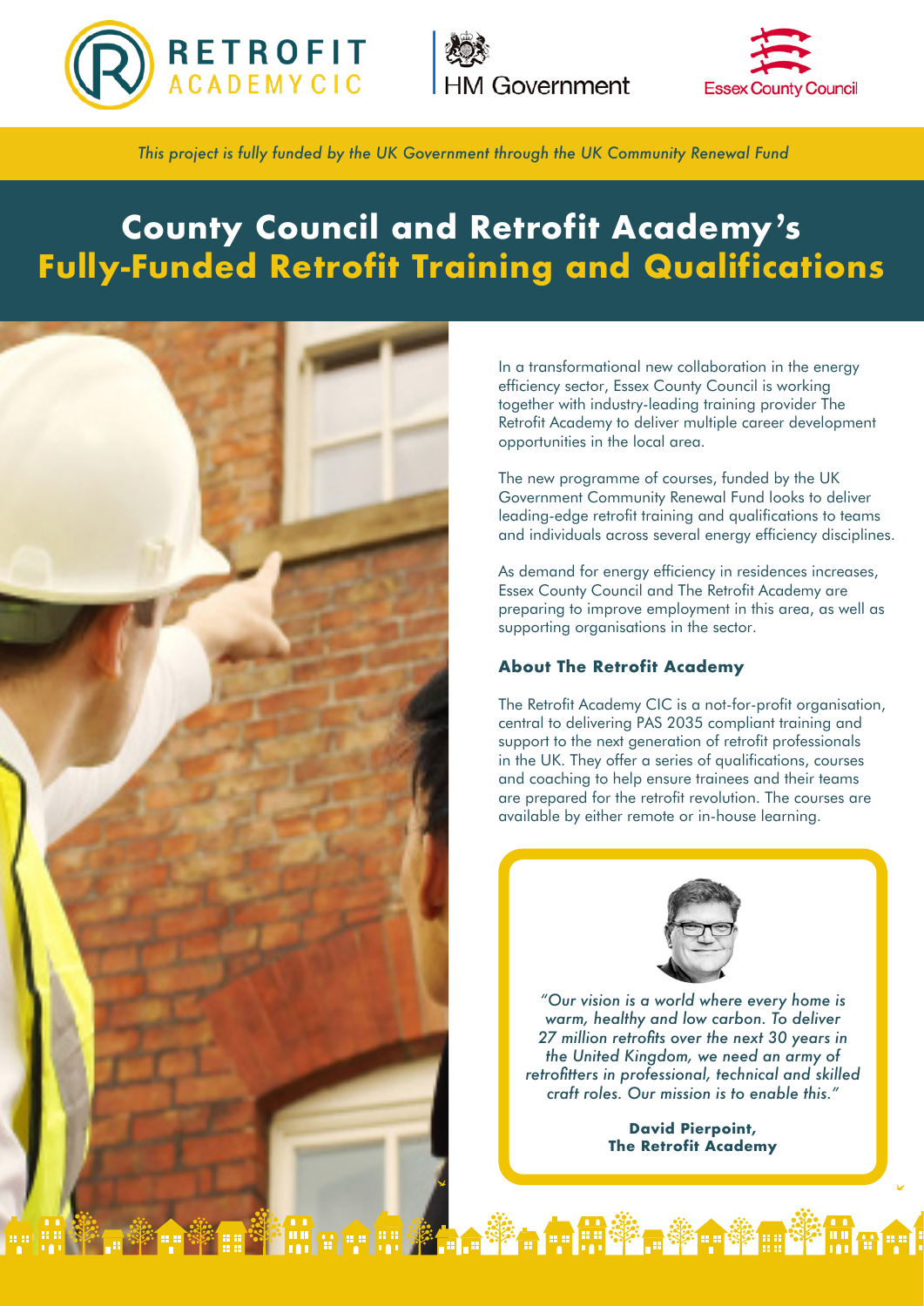*This project is fully funded by the UK Government through the UK Community Renewal Fund*

# County Council and Retrofit Academy's Fully-Funded Retrofit Training and Qualifications

In a transformational new collaboration in the energy efficiency sector, Essex County Council is working together with industry-leading training provider The Retrofit Academy to deliver multiple career development opportunities in the local area.

The new programme of courses, funded by the UK Government Community Renewal Fund looks to deliver leading-edge retrofit training and qualifications to teams and individuals across several energy efficiency disciplines.

As demand for energy efficiency in residences increases, Essex County Council and The Retrofit Academy are preparing to improve employment in this area, as well as supporting organisations in the sector.

### About The Retrofit Academy

The Retrofit Academy CIC is a not-for-profit organisation, central to delivering PAS 2035 compliant training and support to the next generation of retrofit professionals in the UK. They offer a series of qualifications, courses and coaching to help ensure trainees and their teams are prepared for the retrofit revolution. The courses are available by either remote or in-house learning.

> *"Our vision is a world where every home is warm, healthy and low carbon. To deliver 27 million retrofits over the next 30 years in the United Kingdom, we need an army of retrofitters in professional, technical and skilled craft roles. Our mission is to enable this."*
>
> **David Pierpoint,**
> **The Retrofit Academy**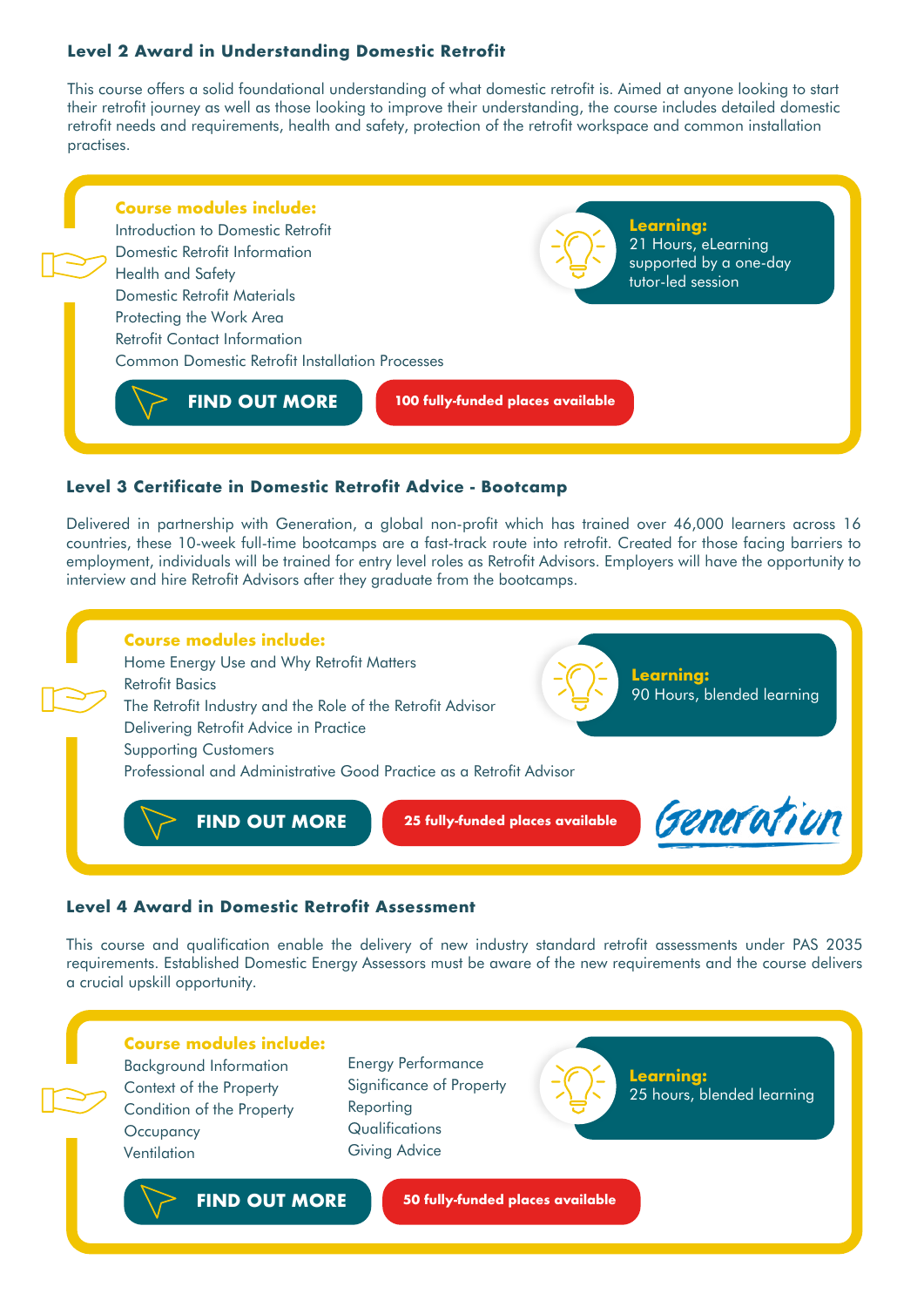## Level 2 Award in Understanding Domestic Retrofit

This course offers a solid foundational understanding of what domestic retrofit is. Aimed at anyone looking to start their retrofit journey as well as those looking to improve their understanding, the course includes detailed domestic retrofit needs and requirements, health and safety, protection of the retrofit workspace and common installation practises.

**Course modules include:**

- Introduction to Domestic Retrofit
- Domestic Retrofit Information
- Health and Safety
- Domestic Retrofit Materials
- Protecting the Work Area
- Retrofit Contact Information
- Common Domestic Retrofit Installation Processes

**Learning:**
21 Hours, eLearning supported by a one-day tutor-led session

**FIND OUT MORE**

**100 fully-funded places available**

## Level 3 Certificate in Domestic Retrofit Advice - Bootcamp

Delivered in partnership with Generation, a global non-profit which has trained over 46,000 learners across 16 countries, these 10-week full-time bootcamps are a fast-track route into retrofit. Created for those facing barriers to employment, individuals will be trained for entry level roles as Retrofit Advisors. Employers will have the opportunity to interview and hire Retrofit Advisors after they graduate from the bootcamps.

**Course modules include:**

- Home Energy Use and Why Retrofit Matters
- Retrofit Basics
- The Retrofit Industry and the Role of the Retrofit Advisor
- Delivering Retrofit Advice in Practice
- Supporting Customers
- Professional and Administrative Good Practice as a Retrofit Advisor

**Learning:**
90 Hours, blended learning

**FIND OUT MORE**

**25 fully-funded places available**

Generation

## Level 4 Award in Domestic Retrofit Assessment

This course and qualification enable the delivery of new industry standard retrofit assessments under PAS 2035 requirements. Established Domestic Energy Assessors must be aware of the new requirements and the course delivers a crucial upskill opportunity.

**Course modules include:**

- Background Information
- Context of the Property
- Condition of the Property
- Occupancy
- Ventilation
- Energy Performance
- Significance of Property
- Reporting
- Qualifications
- Giving Advice

**Learning:**
25 hours, blended learning

**FIND OUT MORE**

**50 fully-funded places available**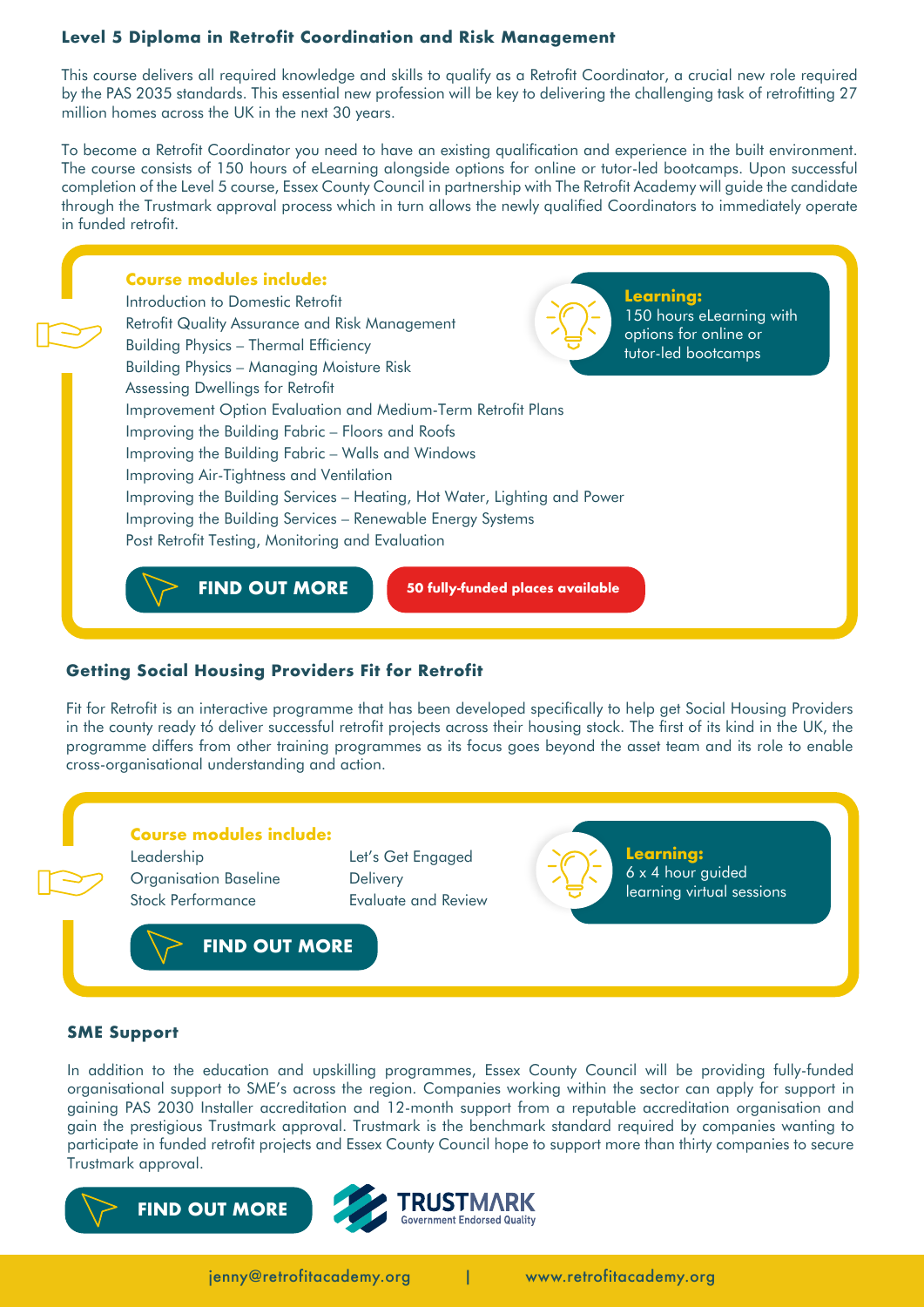## Level 5 Diploma in Retrofit Coordination and Risk Management

This course delivers all required knowledge and skills to qualify as a Retrofit Coordinator, a crucial new role required by the PAS 2035 standards. This essential new profession will be key to delivering the challenging task of retrofitting 27 million homes across the UK in the next 30 years.

To become a Retrofit Coordinator you need to have an existing qualification and experience in the built environment. The course consists of 150 hours of eLearning alongside options for online or tutor-led bootcamps. Upon successful completion of the Level 5 course, Essex County Council in partnership with The Retrofit Academy will guide the candidate through the Trustmark approval process which in turn allows the newly qualified Coordinators to immediately operate in funded retrofit.

**Course modules include:**

- Introduction to Domestic Retrofit
- Retrofit Quality Assurance and Risk Management
- Building Physics – Thermal Efficiency
- Building Physics – Managing Moisture Risk
- Assessing Dwellings for Retrofit
- Improvement Option Evaluation and Medium-Term Retrofit Plans
- Improving the Building Fabric – Floors and Roofs
- Improving the Building Fabric – Walls and Windows
- Improving Air-Tightness and Ventilation
- Improving the Building Services – Heating, Hot Water, Lighting and Power
- Improving the Building Services – Renewable Energy Systems
- Post Retrofit Testing, Monitoring and Evaluation

**Learning:** 150 hours eLearning with options for online or tutor-led bootcamps

**FIND OUT MORE**

**50 fully-funded places available**

## Getting Social Housing Providers Fit for Retrofit

Fit for Retrofit is an interactive programme that has been developed specifically to help get Social Housing Providers in the county ready tó deliver successful retrofit projects across their housing stock. The first of its kind in the UK, the programme differs from other training programmes as its focus goes beyond the asset team and its role to enable cross-organisational understanding and action.

**Course modules include:**

- Leadership
- Organisation Baseline
- Stock Performance
- Let's Get Engaged
- Delivery
- Evaluate and Review

**Learning:** 6 x 4 hour guided learning virtual sessions

**FIND OUT MORE**

## SME Support

In addition to the education and upskilling programmes, Essex County Council will be providing fully-funded organisational support to SME's across the region. Companies working within the sector can apply for support in gaining PAS 2030 Installer accreditation and 12-month support from a reputable accreditation organisation and gain the prestigious Trustmark approval. Trustmark is the benchmark standard required by companies wanting to participate in funded retrofit projects and Essex County Council hope to support more than thirty companies to secure Trustmark approval.

**FIND OUT MORE**

TRUSTMARK Government Endorsed Quality

jenny@retrofitacademy.org | www.retrofitacademy.org